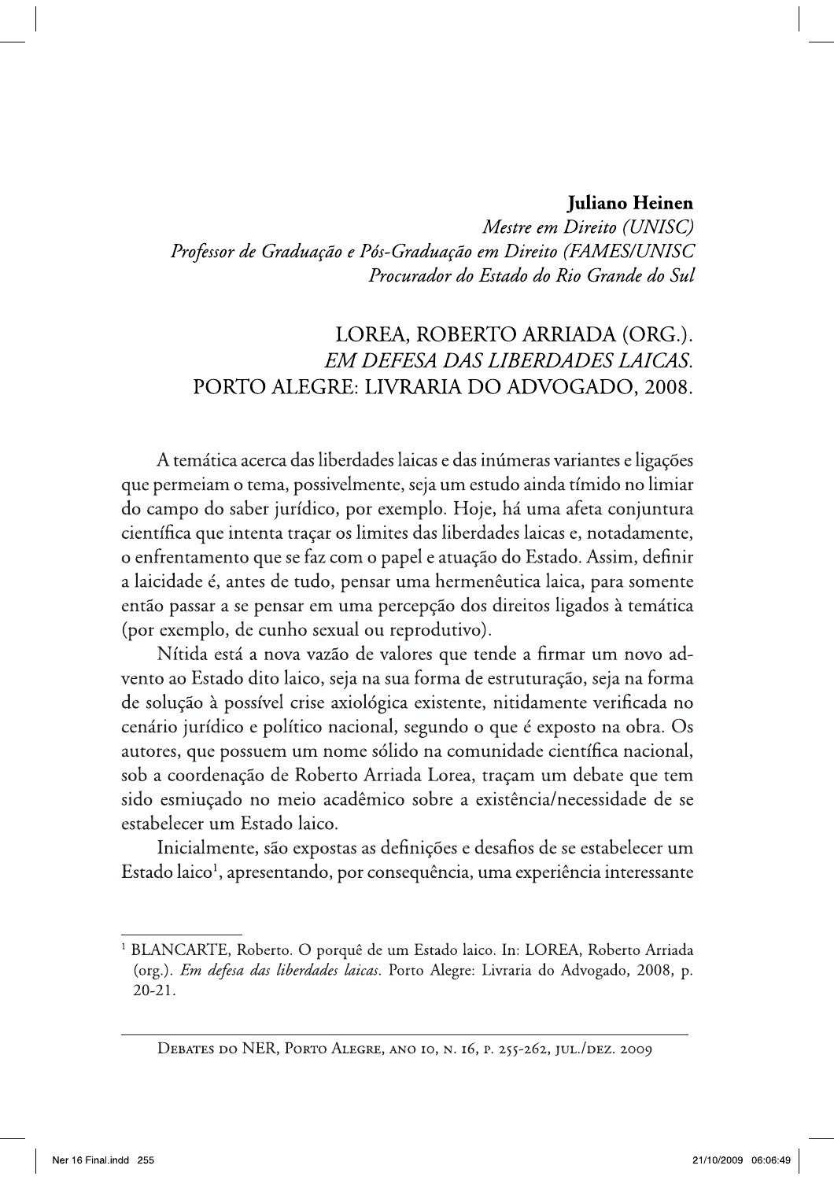**Juliano Heinen**

*Mestre em Direito (UNISC)*
*Professor de Graduação e Pós-Graduação em Direito (FAMES/UNISC*
*Procurador do Estado do Rio Grande do Sul*

# LOREA, ROBERTO ARRIADA (ORG.). *EM DEFESA DAS LIBERDADES LAICAS.* PORTO ALEGRE: LIVRARIA DO ADVOGADO, 2008.

A temática acerca das liberdades laicas e das inúmeras variantes e ligações que permeiam o tema, possivelmente, seja um estudo ainda tímido no limiar do campo do saber jurídico, por exemplo. Hoje, há uma afeta conjuntura científica que intenta traçar os limites das liberdades laicas e, notadamente, o enfrentamento que se faz com o papel e atuação do Estado. Assim, definir a laicidade é, antes de tudo, pensar uma hermenêutica laica, para somente então passar a se pensar em uma percepção dos direitos ligados à temática (por exemplo, de cunho sexual ou reprodutivo).

Nítida está a nova vazão de valores que tende a firmar um novo advento ao Estado dito laico, seja na sua forma de estruturação, seja na forma de solução à possível crise axiológica existente, nitidamente verificada no cenário jurídico e político nacional, segundo o que é exposto na obra. Os autores, que possuem um nome sólido na comunidade científica nacional, sob a coordenação de Roberto Arriada Lorea, traçam um debate que tem sido esmiuçado no meio acadêmico sobre a existência/necessidade de se estabelecer um Estado laico.

Inicialmente, são expostas as definições e desafios de se estabelecer um Estado laico[1], apresentando, por consequência, uma experiência interessante

---

[1] BLANCARTE, Roberto. O porquê de um Estado laico. In: LOREA, Roberto Arriada (org.). *Em defesa das liberdades laicas*. Porto Alegre: Livraria do Advogado, 2008, p. 20-21.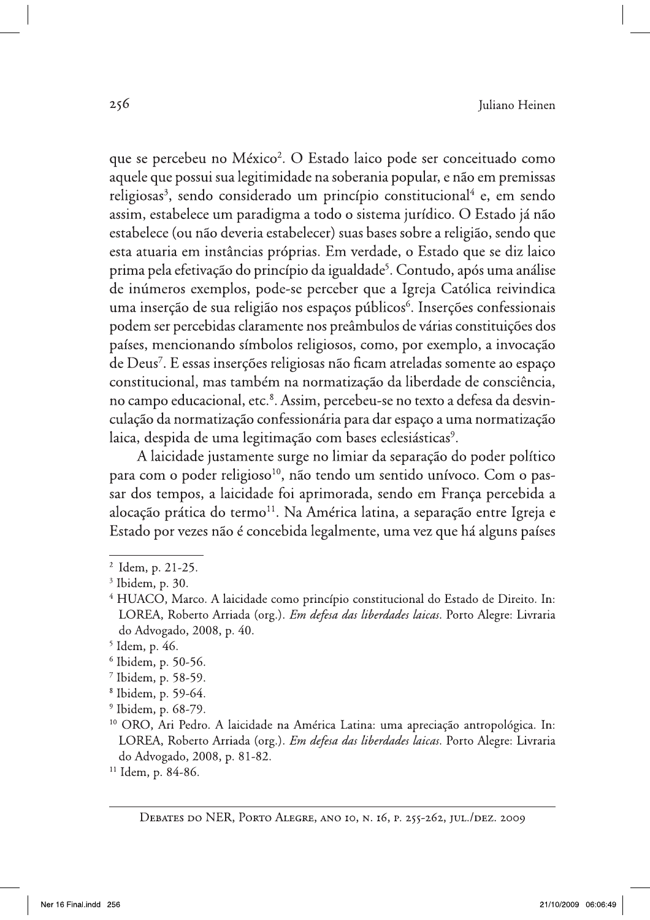que se percebeu no México[2]. O Estado laico pode ser conceituado como aquele que possui sua legitimidade na soberania popular, e não em premissas religiosas[3], sendo considerado um princípio constitucional[4] e, em sendo assim, estabelece um paradigma a todo o sistema jurídico. O Estado já não estabelece (ou não deveria estabelecer) suas bases sobre a religião, sendo que esta atuaria em instâncias próprias. Em verdade, o Estado que se diz laico prima pela efetivação do princípio da igualdade[5]. Contudo, após uma análise de inúmeros exemplos, pode-se perceber que a Igreja Católica reivindica uma inserção de sua religião nos espaços públicos[6]. Inserções confessionais podem ser percebidas claramente nos preâmbulos de várias constituições dos países, mencionando símbolos religiosos, como, por exemplo, a invocação de Deus[7]. E essas inserções religiosas não ficam atreladas somente ao espaço constitucional, mas também na normatização da liberdade de consciência, no campo educacional, etc.[8]. Assim, percebeu-se no texto a defesa da desvinculação da normatização confessionária para dar espaço a uma normatização laica, despida de uma legitimação com bases eclesiásticas[9].

A laicidade justamente surge no limiar da separação do poder político para com o poder religioso[10], não tendo um sentido unívoco. Com o passar dos tempos, a laicidade foi aprimorada, sendo em França percebida a alocação prática do termo[11]. Na América latina, a separação entre Igreja e Estado por vezes não é concebida legalmente, uma vez que há alguns países

---

[2] Idem, p. 21-25.

[3] Ibidem, p. 30.

[4] HUACO, Marco. A laicidade como princípio constitucional do Estado de Direito. In: LOREA, Roberto Arriada (org.). *Em defesa das liberdades laicas*. Porto Alegre: Livraria do Advogado, 2008, p. 40.

[5] Idem, p. 46.

[6] Ibidem, p. 50-56.

[7] Ibidem, p. 58-59.

[8] Ibidem, p. 59-64.

[9] Ibidem, p. 68-79.

[10] ORO, Ari Pedro. A laicidade na América Latina: uma apreciação antropológica. In: LOREA, Roberto Arriada (org.). *Em defesa das liberdades laicas*. Porto Alegre: Livraria do Advogado, 2008, p. 81-82.

[11] Idem, p. 84-86.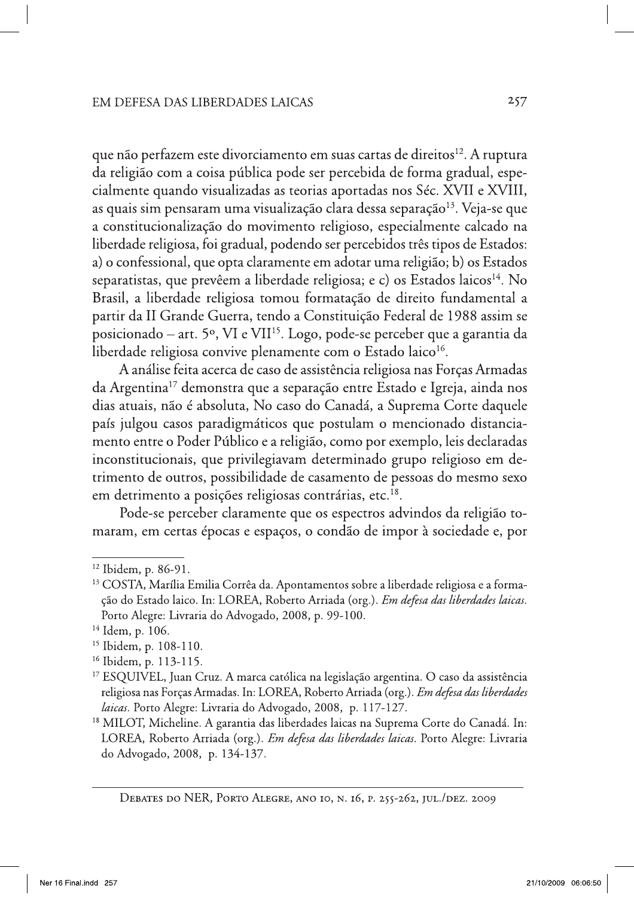que não perfazem este divorciamento em suas cartas de direitos[12]. A ruptura da religião com a coisa pública pode ser percebida de forma gradual, especialmente quando visualizadas as teorias aportadas nos Séc. XVII e XVIII, as quais sim pensaram uma visualização clara dessa separação[13]. Veja-se que a constitucionalização do movimento religioso, especialmente calcado na liberdade religiosa, foi gradual, podendo ser percebidos três tipos de Estados: a) o confessional, que opta claramente em adotar uma religião; b) os Estados separatistas, que prevêem a liberdade religiosa; e c) os Estados laicos[14]. No Brasil, a liberdade religiosa tomou formatação de direito fundamental a partir da II Grande Guerra, tendo a Constituição Federal de 1988 assim se posicionado – art. 5º, VI e VII[15]. Logo, pode-se perceber que a garantia da liberdade religiosa convive plenamente com o Estado laico[16].

A análise feita acerca de caso de assistência religiosa nas Forças Armadas da Argentina[17] demonstra que a separação entre Estado e Igreja, ainda nos dias atuais, não é absoluta, No caso do Canadá, a Suprema Corte daquele país julgou casos paradigmáticos que postulam o mencionado distanciamento entre o Poder Público e a religião, como por exemplo, leis declaradas inconstitucionais, que privilegiavam determinado grupo religioso em detrimento de outros, possibilidade de casamento de pessoas do mesmo sexo em detrimento a posições religiosas contrárias, etc.[18].

Pode-se perceber claramente que os espectros advindos da religião tomaram, em certas épocas e espaços, o condão de impor à sociedade e, por

---

[12] Ibidem, p. 86-91.

[13] COSTA, Marília Emilia Corrêa da. Apontamentos sobre a liberdade religiosa e a formação do Estado laico. In: LOREA, Roberto Arriada (org.). *Em defesa das liberdades laicas*. Porto Alegre: Livraria do Advogado, 2008, p. 99-100.

[14] Idem, p. 106.

[15] Ibidem, p. 108-110.

[16] Ibidem, p. 113-115.

[17] ESQUIVEL, Juan Cruz. A marca católica na legislação argentina. O caso da assistência religiosa nas Forças Armadas. In: LOREA, Roberto Arriada (org.). *Em defesa das liberdades laicas*. Porto Alegre: Livraria do Advogado, 2008, p. 117-127.

[18] MILOT, Micheline. A garantia das liberdades laicas na Suprema Corte do Canadá. In: LOREA, Roberto Arriada (org.). *Em defesa das liberdades laicas*. Porto Alegre: Livraria do Advogado, 2008, p. 134-137.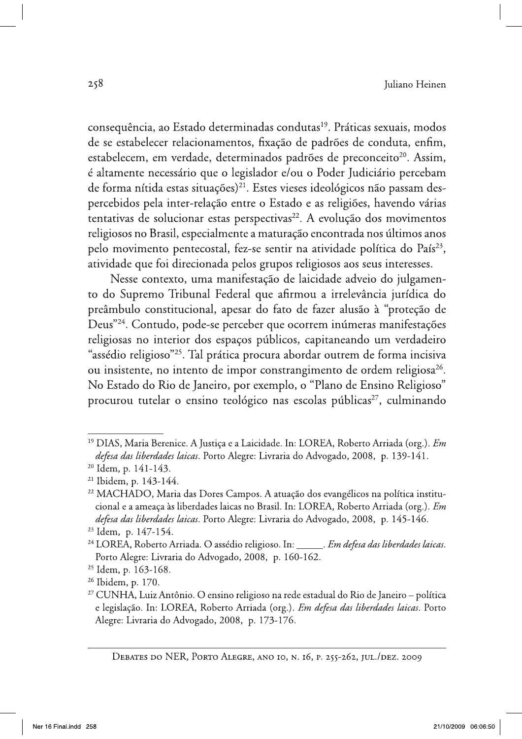consequência, ao Estado determinadas condutas[19]. Práticas sexuais, modos de se estabelecer relacionamentos, fixação de padrões de conduta, enfim, estabelecem, em verdade, determinados padrões de preconceito[20]. Assim, é altamente necessário que o legislador e/ou o Poder Judiciário percebam de forma nítida estas situações)[21]. Estes vieses ideológicos não passam despercebidos pela inter-relação entre o Estado e as religiões, havendo várias tentativas de solucionar estas perspectivas[22]. A evolução dos movimentos religiosos no Brasil, especialmente a maturação encontrada nos últimos anos pelo movimento pentecostal, fez-se sentir na atividade política do País[23], atividade que foi direcionada pelos grupos religiosos aos seus interesses.

Nesse contexto, uma manifestação de laicidade adveio do julgamento do Supremo Tribunal Federal que afirmou a irrelevância jurídica do preâmbulo constitucional, apesar do fato de fazer alusão à "proteção de Deus"[24]. Contudo, pode-se perceber que ocorrem inúmeras manifestações religiosas no interior dos espaços públicos, capitaneando um verdadeiro "assédio religioso"[25]. Tal prática procura abordar outrem de forma incisiva ou insistente, no intento de impor constrangimento de ordem religiosa[26]. No Estado do Rio de Janeiro, por exemplo, o "Plano de Ensino Religioso" procurou tutelar o ensino teológico nas escolas públicas[27], culminando

---

[19] DIAS, Maria Berenice. A Justiça e a Laicidade. In: LOREA, Roberto Arriada (org.). *Em defesa das liberdades laicas*. Porto Alegre: Livraria do Advogado, 2008, p. 139-141.

[20] Idem, p. 141-143.

[21] Ibidem, p. 143-144.

[22] MACHADO, Maria das Dores Campos. A atuação dos evangélicos na política institucional e a ameaça às liberdades laicas no Brasil. In: LOREA, Roberto Arriada (org.). *Em defesa das liberdades laicas*. Porto Alegre: Livraria do Advogado, 2008, p. 145-146.

[23] Idem, p. 147-154.

[24] LOREA, Roberto Arriada. O assédio religioso. In: ______. *Em defesa das liberdades laicas*. Porto Alegre: Livraria do Advogado, 2008, p. 160-162.

[25] Idem, p. 163-168.

[26] Ibidem, p. 170.

[27] CUNHA, Luiz Antônio. O ensino religioso na rede estadual do Rio de Janeiro – política e legislação. In: LOREA, Roberto Arriada (org.). *Em defesa das liberdades laicas*. Porto Alegre: Livraria do Advogado, 2008, p. 173-176.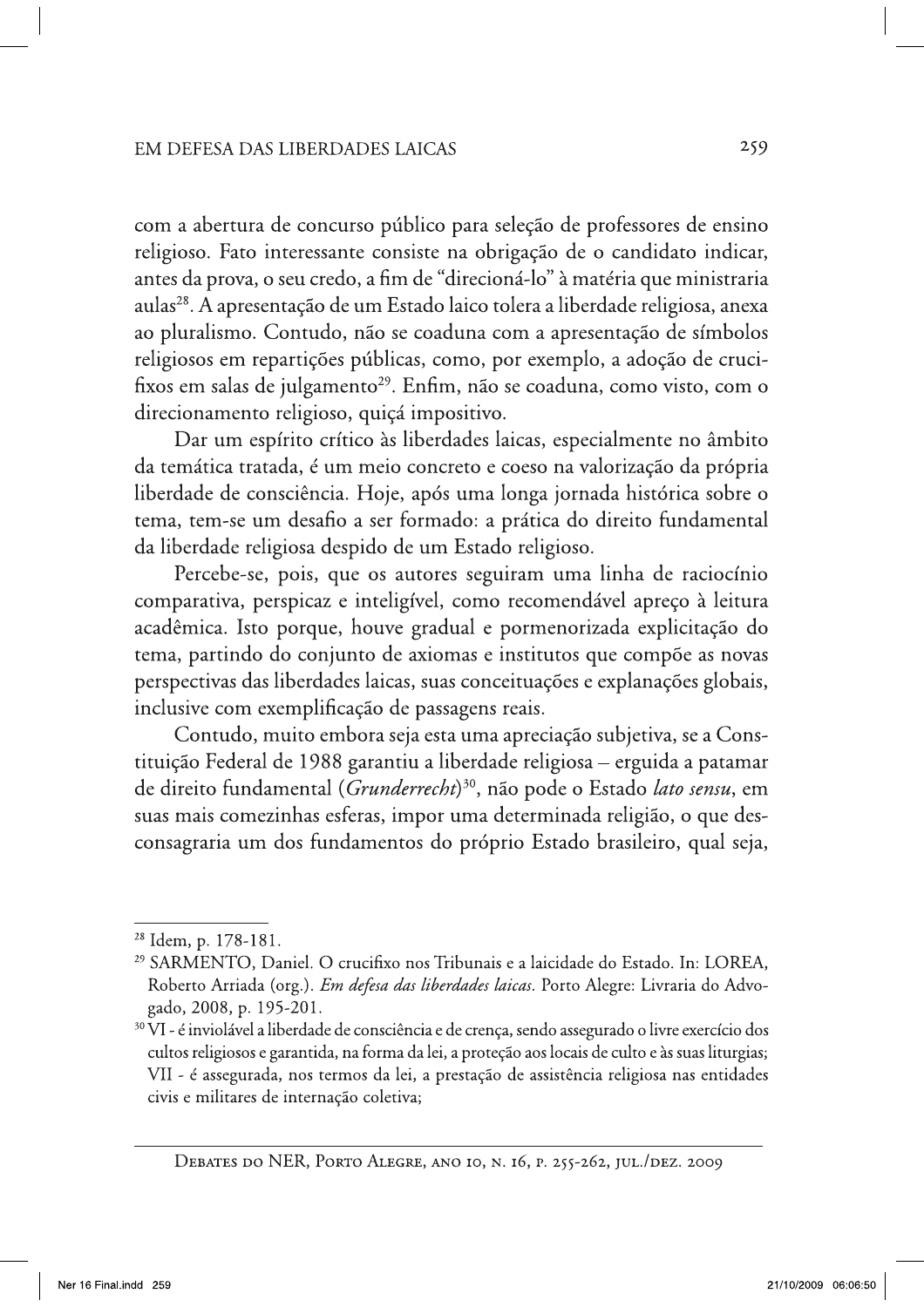com a abertura de concurso público para seleção de professores de ensino religioso. Fato interessante consiste na obrigação de o candidato indicar, antes da prova, o seu credo, a fim de "direcioná-lo" à matéria que ministraria aulas[28]. A apresentação de um Estado laico tolera a liberdade religiosa, anexa ao pluralismo. Contudo, não se coaduna com a apresentação de símbolos religiosos em repartições públicas, como, por exemplo, a adoção de crucifixos em salas de julgamento[29]. Enfim, não se coaduna, como visto, com o direcionamento religioso, quiçá impositivo.

Dar um espírito crítico às liberdades laicas, especialmente no âmbito da temática tratada, é um meio concreto e coeso na valorização da própria liberdade de consciência. Hoje, após uma longa jornada histórica sobre o tema, tem-se um desafio a ser formado: a prática do direito fundamental da liberdade religiosa despido de um Estado religioso.

Percebe-se, pois, que os autores seguiram uma linha de raciocínio comparativa, perspicaz e inteligível, como recomendável apreço à leitura acadêmica. Isto porque, houve gradual e pormenorizada explicitação do tema, partindo do conjunto de axiomas e institutos que compõe as novas perspectivas das liberdades laicas, suas conceituações e explanações globais, inclusive com exemplificação de passagens reais.

Contudo, muito embora seja esta uma apreciação subjetiva, se a Constituição Federal de 1988 garantiu a liberdade religiosa – erguida a patamar de direito fundamental (*Grunderrecht*)[30], não pode o Estado *lato sensu*, em suas mais comezinhas esferas, impor uma determinada religião, o que desconsagraria um dos fundamentos do próprio Estado brasileiro, qual seja,

---

[28] Idem, p. 178-181.

[29] SARMENTO, Daniel. O crucifixo nos Tribunais e a laicidade do Estado. In: LOREA, Roberto Arriada (org.). *Em defesa das liberdades laicas*. Porto Alegre: Livraria do Advogado, 2008, p. 195-201.

[30] VI - é inviolável a liberdade de consciência e de crença, sendo assegurado o livre exercício dos cultos religiosos e garantida, na forma da lei, a proteção aos locais de culto e às suas liturgias; VII - é assegurada, nos termos da lei, a prestação de assistência religiosa nas entidades civis e militares de internação coletiva;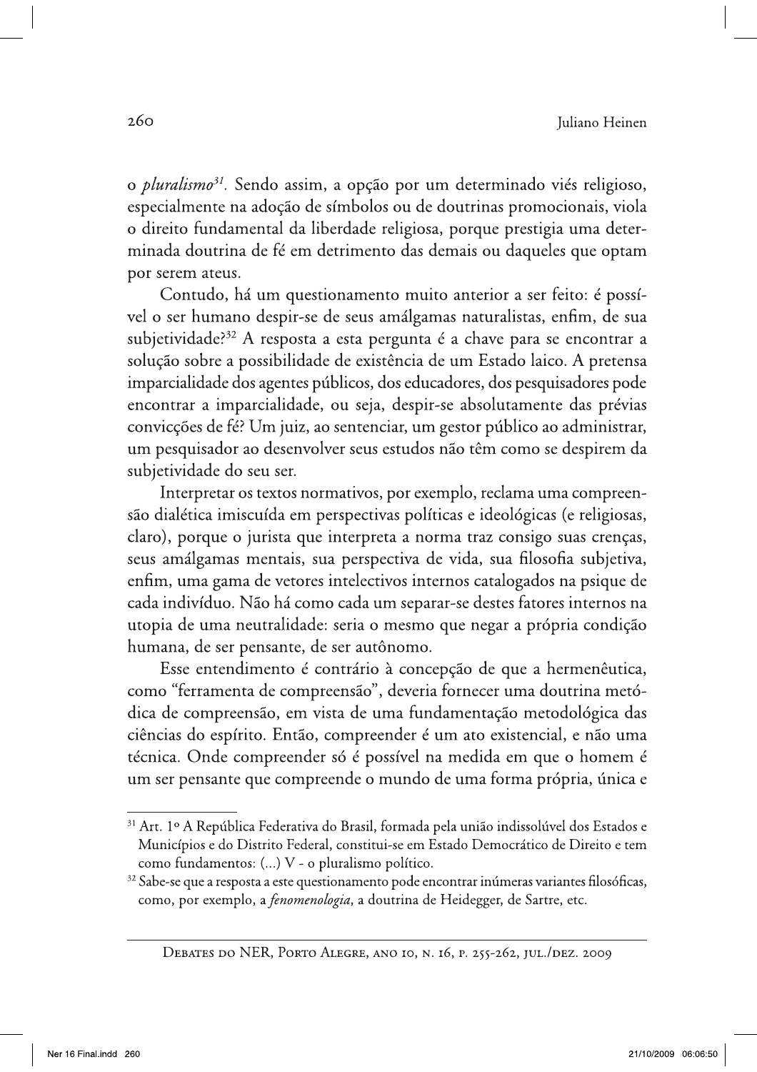o *pluralismo*[31]. Sendo assim, a opção por um determinado viés religioso, especialmente na adoção de símbolos ou de doutrinas promocionais, viola o direito fundamental da liberdade religiosa, porque prestigia uma determinada doutrina de fé em detrimento das demais ou daqueles que optam por serem ateus.

Contudo, há um questionamento muito anterior a ser feito: é possível o ser humano despir-se de seus amálgamas naturalistas, enfim, de sua subjetividade?[32] A resposta a esta pergunta é a chave para se encontrar a solução sobre a possibilidade de existência de um Estado laico. A pretensa imparcialidade dos agentes públicos, dos educadores, dos pesquisadores pode encontrar a imparcialidade, ou seja, despir-se absolutamente das prévias convicções de fé? Um juiz, ao sentenciar, um gestor público ao administrar, um pesquisador ao desenvolver seus estudos não têm como se despirem da subjetividade do seu ser.

Interpretar os textos normativos, por exemplo, reclama uma compreensão dialética imiscuída em perspectivas políticas e ideológicas (e religiosas, claro), porque o jurista que interpreta a norma traz consigo suas crenças, seus amálgamas mentais, sua perspectiva de vida, sua filosofia subjetiva, enfim, uma gama de vetores intelectivos internos catalogados na psique de cada indivíduo. Não há como cada um separar-se destes fatores internos na utopia de uma neutralidade: seria o mesmo que negar a própria condição humana, de ser pensante, de ser autônomo.

Esse entendimento é contrário à concepção de que a hermenêutica, como "ferramenta de compreensão", deveria fornecer uma doutrina metódica de compreensão, em vista de uma fundamentação metodológica das ciências do espírito. Então, compreender é um ato existencial, e não uma técnica. Onde compreender só é possível na medida em que o homem é um ser pensante que compreende o mundo de uma forma própria, única e

---

[31] Art. 1º A República Federativa do Brasil, formada pela união indissolúvel dos Estados e Municípios e do Distrito Federal, constitui-se em Estado Democrático de Direito e tem como fundamentos: (...) V - o pluralismo político.

[32] Sabe-se que a resposta a este questionamento pode encontrar inúmeras variantes filosóficas, como, por exemplo, a *fenomenologia*, a doutrina de Heidegger, de Sartre, etc.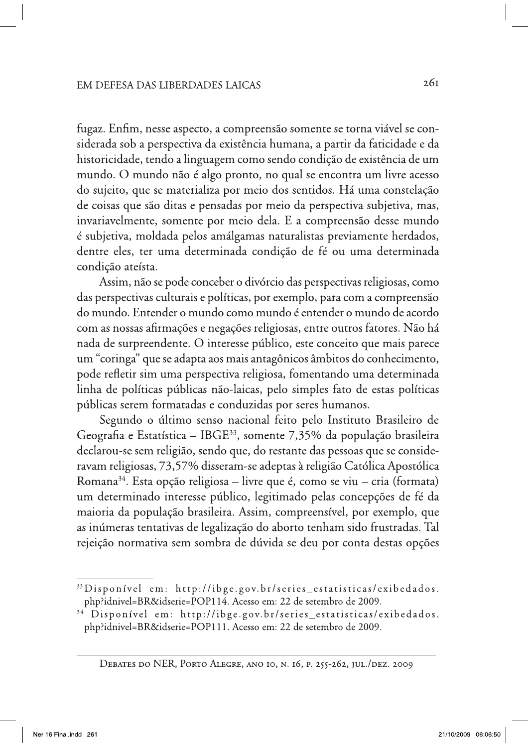fugaz. Enfim, nesse aspecto, a compreensão somente se torna viável se considerada sob a perspectiva da existência humana, a partir da faticidade e da historicidade, tendo a linguagem como sendo condição de existência de um mundo. O mundo não é algo pronto, no qual se encontra um livre acesso do sujeito, que se materializa por meio dos sentidos. Há uma constelação de coisas que são ditas e pensadas por meio da perspectiva subjetiva, mas, invariavelmente, somente por meio dela. E a compreensão desse mundo é subjetiva, moldada pelos amálgamas naturalistas previamente herdados, dentre eles, ter uma determinada condição de fé ou uma determinada condição ateísta.

Assim, não se pode conceber o divórcio das perspectivas religiosas, como das perspectivas culturais e políticas, por exemplo, para com a compreensão do mundo. Entender o mundo como mundo é entender o mundo de acordo com as nossas afirmações e negações religiosas, entre outros fatores. Não há nada de surpreendente. O interesse público, este conceito que mais parece um "coringa" que se adapta aos mais antagônicos âmbitos do conhecimento, pode refletir sim uma perspectiva religiosa, fomentando uma determinada linha de políticas públicas não-laicas, pelo simples fato de estas políticas públicas serem formatadas e conduzidas por seres humanos.

Segundo o último senso nacional feito pelo Instituto Brasileiro de Geografia e Estatística – IBGE[33], somente 7,35% da população brasileira declarou-se sem religião, sendo que, do restante das pessoas que se consideravam religiosas, 73,57% disseram-se adeptas à religião Católica Apostólica Romana[34]. Esta opção religiosa – livre que é, como se viu – cria (formata) um determinado interesse público, legitimado pelas concepções de fé da maioria da população brasileira. Assim, compreensível, por exemplo, que as inúmeras tentativas de legalização do aborto tenham sido frustradas. Tal rejeição normativa sem sombra de dúvida se deu por conta destas opções

---

[33] Disponível em: http://ibge.gov.br/series_estatisticas/exibedados.php?idnivel=BR&idserie=POP114. Acesso em: 22 de setembro de 2009.

[34] Disponível em: http://ibge.gov.br/series_estatisticas/exibedados.php?idnivel=BR&idserie=POP111. Acesso em: 22 de setembro de 2009.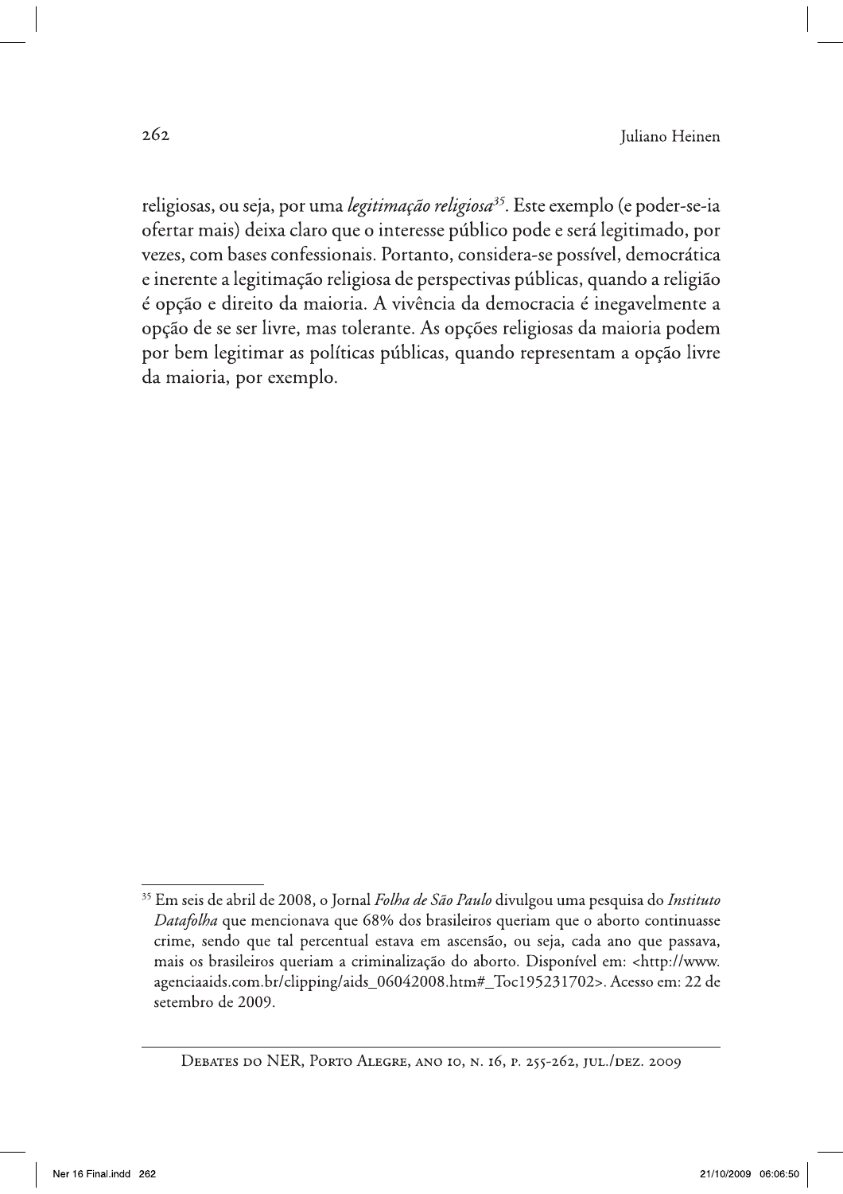religiosas, ou seja, por uma *legitimação religiosa*[35]. Este exemplo (e poder-se-ia ofertar mais) deixa claro que o interesse público pode e será legitimado, por vezes, com bases confessionais. Portanto, considera-se possível, democrática e inerente a legitimação religiosa de perspectivas públicas, quando a religião é opção e direito da maioria. A vivência da democracia é inegavelmente a opção de se ser livre, mas tolerante. As opções religiosas da maioria podem por bem legitimar as políticas públicas, quando representam a opção livre da maioria, por exemplo.

---

[35] Em seis de abril de 2008, o Jornal *Folha de São Paulo* divulgou uma pesquisa do *Instituto Datafolha* que mencionava que 68% dos brasileiros queriam que o aborto continuasse crime, sendo que tal percentual estava em ascensão, ou seja, cada ano que passava, mais os brasileiros queriam a criminalização do aborto. Disponível em: <http://www.agenciaaids.com.br/clipping/aids_06042008.htm#_Toc195231702>. Acesso em: 22 de setembro de 2009.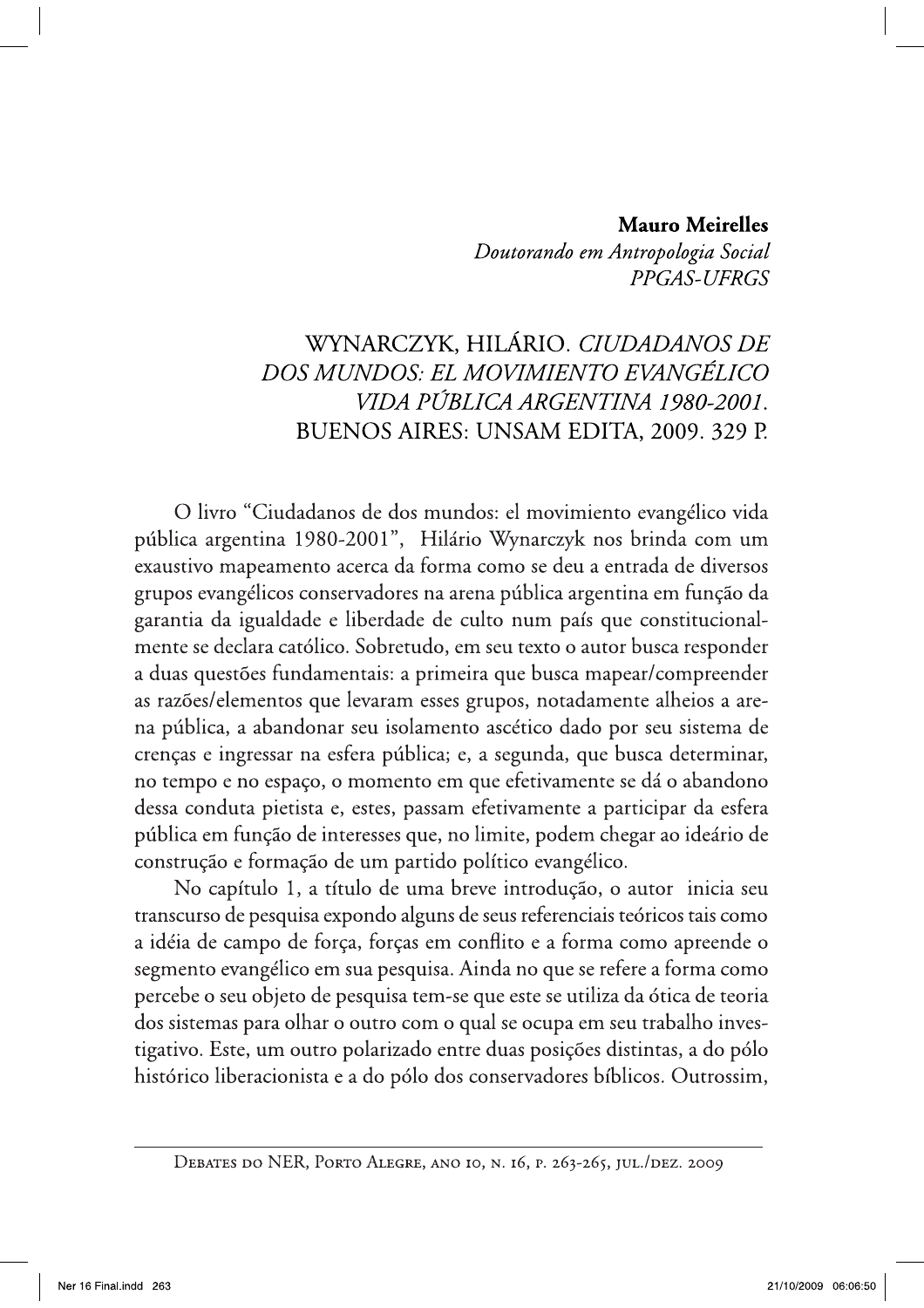**Mauro Meirelles**
*Doutorando em Antropologia Social*
*PPGAS-UFRGS*

# WYNARCZYK, HILÁRIO. *CIUDADANOS DE DOS MUNDOS: EL MOVIMIENTO EVANGÉLICO VIDA PÚBLICA ARGENTINA 1980-2001*. BUENOS AIRES: UNSAM EDITA, 2009. 329 P.

O livro "Ciudadanos de dos mundos: el movimiento evangélico vida pública argentina 1980-2001", Hilário Wynarczyk nos brinda com um exaustivo mapeamento acerca da forma como se deu a entrada de diversos grupos evangélicos conservadores na arena pública argentina em função da garantia da igualdade e liberdade de culto num país que constitucionalmente se declara católico. Sobretudo, em seu texto o autor busca responder a duas questões fundamentais: a primeira que busca mapear/compreender as razões/elementos que levaram esses grupos, notadamente alheios a arena pública, a abandonar seu isolamento ascético dado por seu sistema de crenças e ingressar na esfera pública; e, a segunda, que busca determinar, no tempo e no espaço, o momento em que efetivamente se dá o abandono dessa conduta pietista e, estes, passam efetivamente a participar da esfera pública em função de interesses que, no limite, podem chegar ao ideário de construção e formação de um partido político evangélico.

No capítulo 1, a título de uma breve introdução, o autor inicia seu transcurso de pesquisa expondo alguns de seus referenciais teóricos tais como a idéia de campo de força, forças em conflito e a forma como apreende o segmento evangélico em sua pesquisa. Ainda no que se refere a forma como percebe o seu objeto de pesquisa tem-se que este se utiliza da ótica de teoria dos sistemas para olhar o outro com o qual se ocupa em seu trabalho investigativo. Este, um outro polarizado entre duas posições distintas, a do pólo histórico liberacionista e a do pólo dos conservadores bíblicos. Outrossim,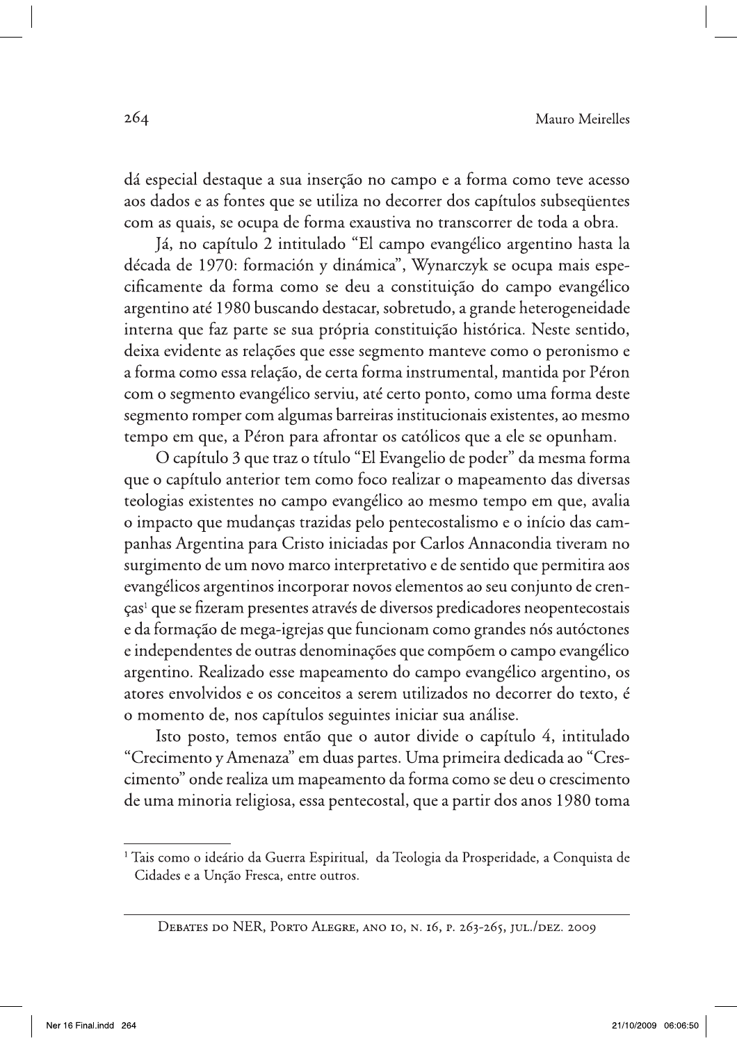dá especial destaque a sua inserção no campo e a forma como teve acesso aos dados e as fontes que se utiliza no decorrer dos capítulos subseqüentes com as quais, se ocupa de forma exaustiva no transcorrer de toda a obra.

Já, no capítulo 2 intitulado "El campo evangélico argentino hasta la década de 1970: formación y dinámica", Wynarczyk se ocupa mais especificamente da forma como se deu a constituição do campo evangélico argentino até 1980 buscando destacar, sobretudo, a grande heterogeneidade interna que faz parte se sua própria constituição histórica. Neste sentido, deixa evidente as relações que esse segmento manteve como o peronismo e a forma como essa relação, de certa forma instrumental, mantida por Péron com o segmento evangélico serviu, até certo ponto, como uma forma deste segmento romper com algumas barreiras institucionais existentes, ao mesmo tempo em que, a Péron para afrontar os católicos que a ele se opunham.

O capítulo 3 que traz o título "El Evangelio de poder" da mesma forma que o capítulo anterior tem como foco realizar o mapeamento das diversas teologias existentes no campo evangélico ao mesmo tempo em que, avalia o impacto que mudanças trazidas pelo pentecostalismo e o início das campanhas Argentina para Cristo iniciadas por Carlos Annacondia tiveram no surgimento de um novo marco interpretativo e de sentido que permitira aos evangélicos argentinos incorporar novos elementos ao seu conjunto de crenças[1] que se fizeram presentes através de diversos predicadores neopentecostais e da formação de mega-igrejas que funcionam como grandes nós autóctones e independentes de outras denominações que compõem o campo evangélico argentino. Realizado esse mapeamento do campo evangélico argentino, os atores envolvidos e os conceitos a serem utilizados no decorrer do texto, é o momento de, nos capítulos seguintes iniciar sua análise.

Isto posto, temos então que o autor divide o capítulo 4, intitulado "Crecimento y Amenaza" em duas partes. Uma primeira dedicada ao "Crescimento" onde realiza um mapeamento da forma como se deu o crescimento de uma minoria religiosa, essa pentecostal, que a partir dos anos 1980 toma

[1] Tais como o ideário da Guerra Espiritual, da Teologia da Prosperidade, a Conquista de Cidades e a Unção Fresca, entre outros.